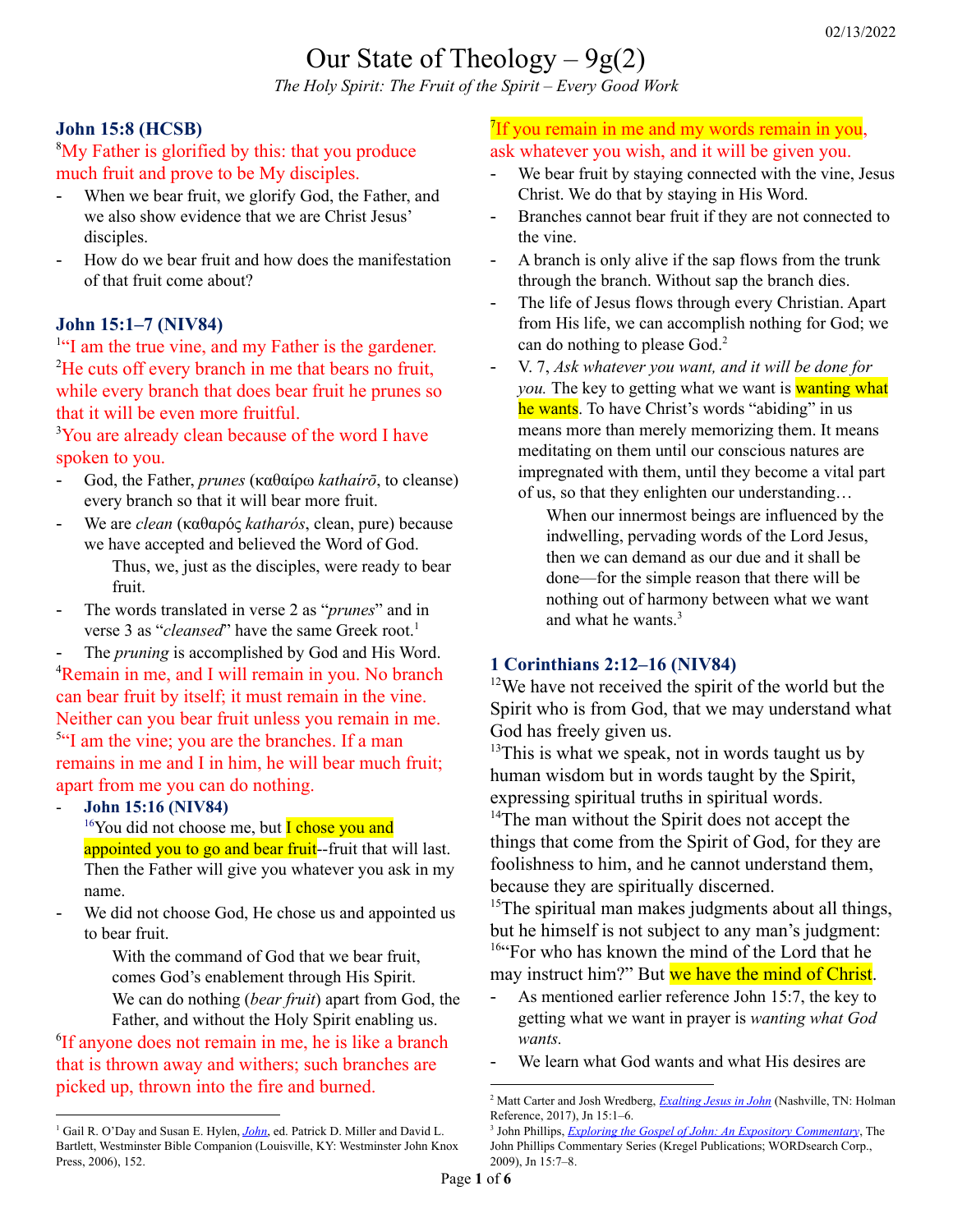02/13/2022

# Our State of Theology – 9g(2)

*The Holy Spirit: The Fruit of the Spirit – Every Good Work*

### John 15:8 (HCSB)

[8]My Father is glorified by this: that you produce much fruit and prove to be My disciples.

- When we bear fruit, we glorify God, the Father, and we also show evidence that we are Christ Jesus' disciples.
- How do we bear fruit and how does the manifestation of that fruit come about?

### John 15:1–7 (NIV84)

[1]"I am the true vine, and my Father is the gardener. [2]He cuts off every branch in me that bears no fruit, while every branch that does bear fruit he prunes so that it will be even more fruitful.
[3]You are already clean because of the word I have spoken to you.

- God, the Father, *prunes* (καθαίρω *kathaírō*, to cleanse) every branch so that it will bear more fruit.
- We are *clean* (καθαρός *katharós*, clean, pure) because we have accepted and believed the Word of God.
  Thus, we, just as the disciples, were ready to bear fruit.
- The words translated in verse 2 as "*prunes*" and in verse 3 as "*cleansed*" have the same Greek root.[1]
- The *pruning* is accomplished by God and His Word.

[4]Remain in me, and I will remain in you. No branch can bear fruit by itself; it must remain in the vine. Neither can you bear fruit unless you remain in me.
[5]"I am the vine; you are the branches. If a man remains in me and I in him, he will bear much fruit; apart from me you can do nothing.

- **John 15:16 (NIV84)**
  [16]You did not choose me, but I chose you and appointed you to go and bear fruit--fruit that will last. Then the Father will give you whatever you ask in my name.
- We did not choose God, He chose us and appointed us to bear fruit.
  With the command of God that we bear fruit, comes God's enablement through His Spirit.
  We can do nothing (*bear fruit*) apart from God, the Father, and without the Holy Spirit enabling us.

[6]If anyone does not remain in me, he is like a branch that is thrown away and withers; such branches are picked up, thrown into the fire and burned.
[7]If you remain in me and my words remain in you, ask whatever you wish, and it will be given you.

- We bear fruit by staying connected with the vine, Jesus Christ. We do that by staying in His Word.
- Branches cannot bear fruit if they are not connected to the vine.
- A branch is only alive if the sap flows from the trunk through the branch. Without sap the branch dies.
- The life of Jesus flows through every Christian. Apart from His life, we can accomplish nothing for God; we can do nothing to please God.[2]
- V. 7, *Ask whatever you want, and it will be done for you.* The key to getting what we want is wanting what he wants. To have Christ's words "abiding" in us means more than merely memorizing them. It means meditating on them until our conscious natures are impregnated with them, until they become a vital part of us, so that they enlighten our understanding…
  When our innermost beings are influenced by the indwelling, pervading words of the Lord Jesus, then we can demand as our due and it shall be done—for the simple reason that there will be nothing out of harmony between what we want and what he wants.[3]

### 1 Corinthians 2:12–16 (NIV84)

[12]We have not received the spirit of the world but the Spirit who is from God, that we may understand what God has freely given us.
[13]This is what we speak, not in words taught us by human wisdom but in words taught by the Spirit, expressing spiritual truths in spiritual words.
[14]The man without the Spirit does not accept the things that come from the Spirit of God, for they are foolishness to him, and he cannot understand them, because they are spiritually discerned.
[15]The spiritual man makes judgments about all things, but he himself is not subject to any man's judgment:
[16]"For who has known the mind of the Lord that he may instruct him?" But we have the mind of Christ.

- As mentioned earlier reference John 15:7, the key to getting what we want in prayer is *wanting what God wants.*
- We learn what God wants and what His desires are

---

[1] Gail R. O'Day and Susan E. Hylen, *John*, ed. Patrick D. Miller and David L. Bartlett, Westminster Bible Companion (Louisville, KY: Westminster John Knox Press, 2006), 152.

[2] Matt Carter and Josh Wredberg, *Exalting Jesus in John* (Nashville, TN: Holman Reference, 2017), Jn 15:1–6.

[3] John Phillips, *Exploring the Gospel of John: An Expository Commentary*, The John Phillips Commentary Series (Kregel Publications; WORDsearch Corp., 2009), Jn 15:7–8.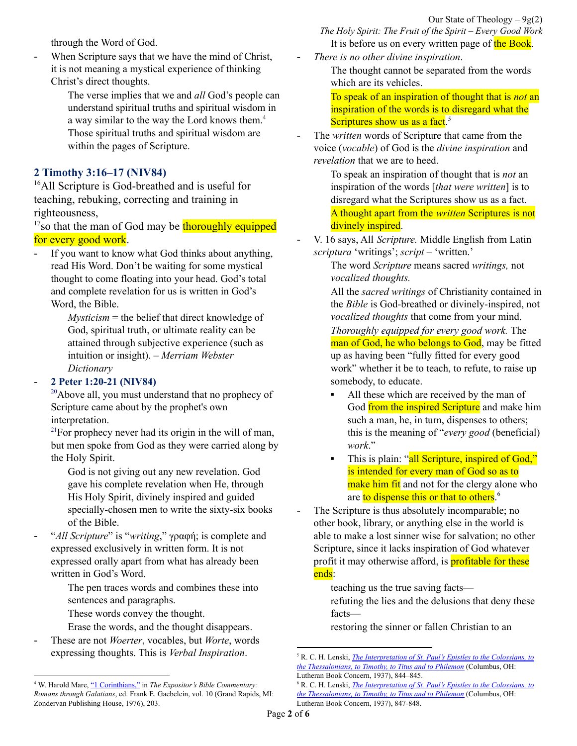through the Word of God.

- When Scripture says that we have the mind of Christ, it is not meaning a mystical experience of thinking Christ's direct thoughts.

    The verse implies that we and *all* God's people can understand spiritual truths and spiritual wisdom in a way similar to the way the Lord knows them.[4] Those spiritual truths and spiritual wisdom are within the pages of Scripture.

### 2 Timothy 3:16–17 (NIV84)

[16]All Scripture is God-breathed and is useful for teaching, rebuking, correcting and training in righteousness,

[17]so that the man of God may be thoroughly equipped for every good work.

- If you want to know what God thinks about anything, read His Word. Don't be waiting for some mystical thought to come floating into your head. God's total and complete revelation for us is written in God's Word, the Bible.

    *Mysticism* = the belief that direct knowledge of God, spiritual truth, or ultimate reality can be attained through subjective experience (such as intuition or insight). – *Merriam Webster Dictionary*

- **2 Peter 1:20-21 (NIV84)**

    [20]Above all, you must understand that no prophecy of Scripture came about by the prophet's own interpretation.

    [21]For prophecy never had its origin in the will of man, but men spoke from God as they were carried along by the Holy Spirit.

    God is not giving out any new revelation. God gave his complete revelation when He, through His Holy Spirit, divinely inspired and guided specially-chosen men to write the sixty-six books of the Bible.

- "*All Scripture*" is "*writing*," γραφή; is complete and expressed exclusively in written form. It is not expressed orally apart from what has already been written in God's Word.

    The pen traces words and combines these into sentences and paragraphs.

    These words convey the thought.

    Erase the words, and the thought disappears.

- These are not *Woerter*, vocables, but *Worte*, words expressing thoughts. This is *Verbal Inspiration*. It is before us on every written page of the Book.

- *There is no other divine inspiration*.

    The thought cannot be separated from the words which are its vehicles.

    To speak of an inspiration of thought that is *not* an inspiration of the words is to disregard what the Scriptures show us as a fact.[5]

- The *written* words of Scripture that came from the voice (*vocable*) of God is the *divine inspiration* and *revelation* that we are to heed.

    To speak an inspiration of thought that is *not* an inspiration of the words [*that were written*] is to disregard what the Scriptures show us as a fact.

    A thought apart from the *written* Scriptures is not divinely inspired.

- V. 16 says, All *Scripture.* Middle English from Latin *scriptura* 'writings'; *script* – 'written.'

    The word *Scripture* means sacred *writings,* not *vocalized thoughts.*

    All the *sacred writings* of Christianity contained in the *Bible* is God-breathed or divinely-inspired, not *vocalized thoughts* that come from your mind.

    *Thoroughly equipped for every good work.* The man of God, he who belongs to God, may be fitted up as having been "fully fitted for every good work" whether it be to teach, to refute, to raise up somebody, to educate.

    - All these which are received by the man of God from the inspired Scripture and make him such a man, he, in turn, dispenses to others; this is the meaning of "*every good* (beneficial) *work*."
    - This is plain: "all Scripture, inspired of God," is intended for every man of God so as to make him fit and not for the clergy alone who are to dispense this or that to others.[6]

- The Scripture is thus absolutely incomparable; no other book, library, or anything else in the world is able to make a lost sinner wise for salvation; no other Scripture, since it lacks inspiration of God whatever profit it may otherwise afford, is profitable for these ends:

    teaching us the true saving facts—

    refuting the lies and the delusions that deny these facts—

    restoring the sinner or fallen Christian to an

---

[4] W. Harold Mare, "1 Corinthians," in *The Expositor's Bible Commentary: Romans through Galatians*, ed. Frank E. Gaebelein, vol. 10 (Grand Rapids, MI: Zondervan Publishing House, 1976), 203.

[5] R. C. H. Lenski, *The Interpretation of St. Paul's Epistles to the Colossians, to the Thessalonians, to Timothy, to Titus and to Philemon* (Columbus, OH: Lutheran Book Concern, 1937), 844–845.

[6] R. C. H. Lenski, *The Interpretation of St. Paul's Epistles to the Colossians, to the Thessalonians, to Timothy, to Titus and to Philemon* (Columbus, OH: Lutheran Book Concern, 1937), 847-848.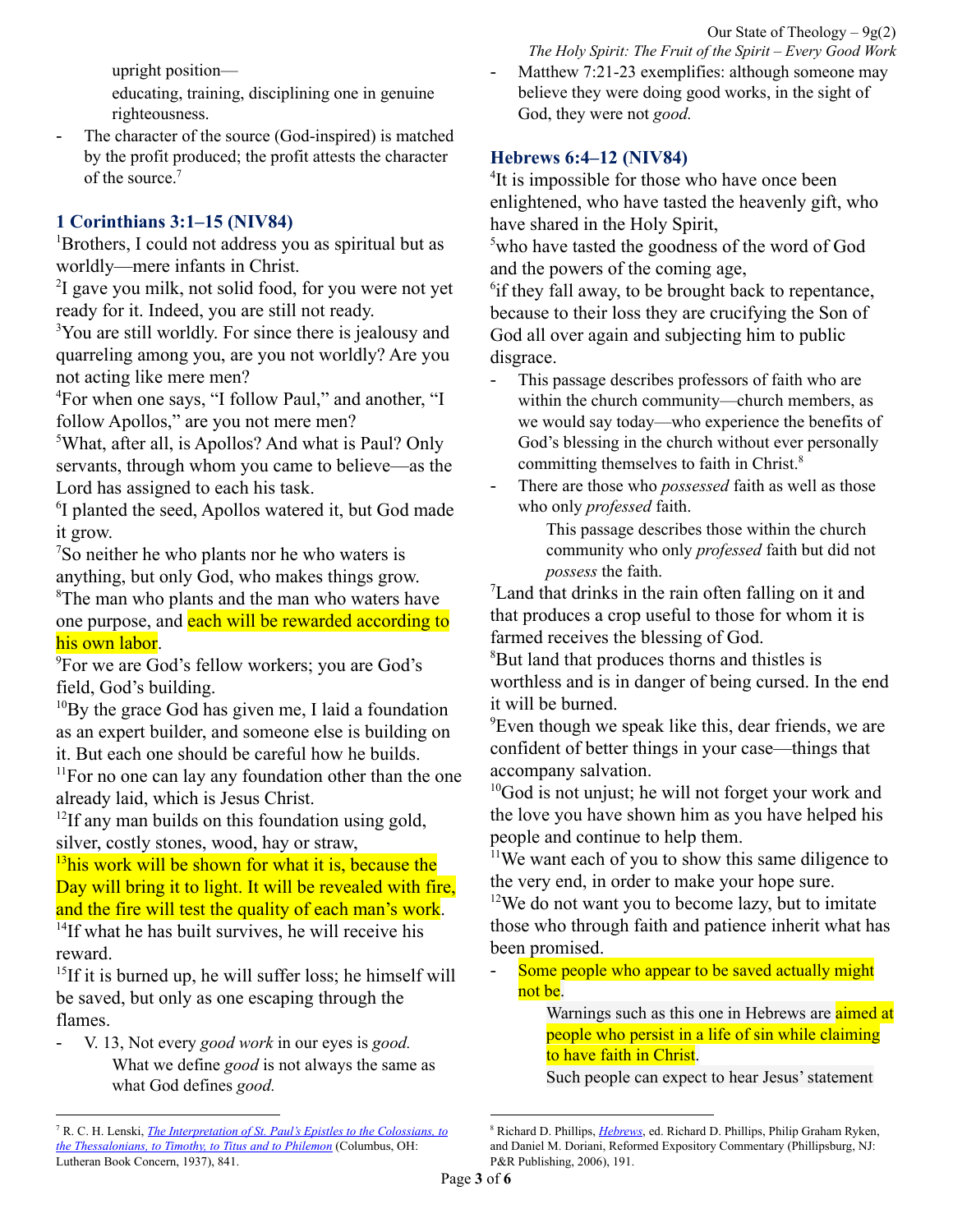upright position—

educating, training, disciplining one in genuine righteousness.

- The character of the source (God-inspired) is matched by the profit produced; the profit attests the character of the source.[7]

### 1 Corinthians 3:1–15 (NIV84)

[1]Brothers, I could not address you as spiritual but as worldly—mere infants in Christ.
[2]I gave you milk, not solid food, for you were not yet ready for it. Indeed, you are still not ready.
[3]You are still worldly. For since there is jealousy and quarreling among you, are you not worldly? Are you not acting like mere men?
[4]For when one says, “I follow Paul,” and another, “I follow Apollos,” are you not mere men?
[5]What, after all, is Apollos? And what is Paul? Only servants, through whom you came to believe—as the Lord has assigned to each his task.
[6]I planted the seed, Apollos watered it, but God made it grow.
[7]So neither he who plants nor he who waters is anything, but only God, who makes things grow.
[8]The man who plants and the man who waters have one purpose, and each will be rewarded according to his own labor.
[9]For we are God’s fellow workers; you are God’s field, God’s building.
[10]By the grace God has given me, I laid a foundation as an expert builder, and someone else is building on it. But each one should be careful how he builds.
[11]For no one can lay any foundation other than the one already laid, which is Jesus Christ.
[12]If any man builds on this foundation using gold, silver, costly stones, wood, hay or straw,
[13]his work will be shown for what it is, because the Day will bring it to light. It will be revealed with fire, and the fire will test the quality of each man’s work.
[14]If what he has built survives, he will receive his reward.
[15]If it is burned up, he will suffer loss; he himself will be saved, but only as one escaping through the flames.

- V. 13, Not every *good work* in our eyes is *good.*

  What we define *good* is not always the same as what God defines *good.*

- Matthew 7:21-23 exemplifies: although someone may believe they were doing good works, in the sight of God, they were not *good.*

### Hebrews 6:4–12 (NIV84)

[4]It is impossible for those who have once been enlightened, who have tasted the heavenly gift, who have shared in the Holy Spirit,
[5]who have tasted the goodness of the word of God and the powers of the coming age,
[6]if they fall away, to be brought back to repentance, because to their loss they are crucifying the Son of God all over again and subjecting him to public disgrace.

- This passage describes professors of faith who are within the church community—church members, as we would say today—who experience the benefits of God’s blessing in the church without ever personally committing themselves to faith in Christ.[8]
- There are those who *possessed* faith as well as those who only *professed* faith.

  This passage describes those within the church community who only *professed* faith but did not *possess* the faith.

[7]Land that drinks in the rain often falling on it and that produces a crop useful to those for whom it is farmed receives the blessing of God.
[8]But land that produces thorns and thistles is worthless and is in danger of being cursed. In the end it will be burned.
[9]Even though we speak like this, dear friends, we are confident of better things in your case—things that accompany salvation.
[10]God is not unjust; he will not forget your work and the love you have shown him as you have helped his people and continue to help them.
[11]We want each of you to show this same diligence to the very end, in order to make your hope sure.
[12]We do not want you to become lazy, but to imitate those who through faith and patience inherit what has been promised.

- Some people who appear to be saved actually might not be.

  Warnings such as this one in Hebrews are aimed at people who persist in a life of sin while claiming to have faith in Christ.

  Such people can expect to hear Jesus’ statement

---

[7] R. C. H. Lenski, *The Interpretation of St. Paul’s Epistles to the Colossians, to the Thessalonians, to Timothy, to Titus and to Philemon* (Columbus, OH: Lutheran Book Concern, 1937), 841.

[8] Richard D. Phillips, *Hebrews*, ed. Richard D. Phillips, Philip Graham Ryken, and Daniel M. Doriani, Reformed Expository Commentary (Phillipsburg, NJ: P&R Publishing, 2006), 191.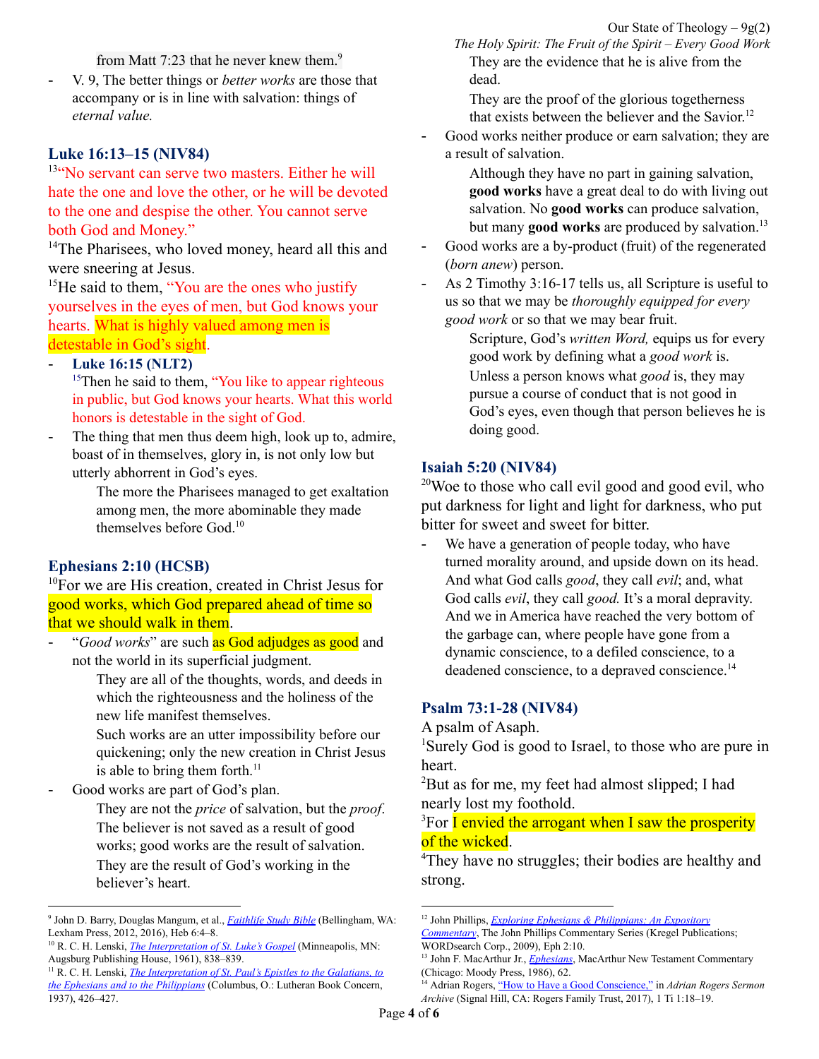from Matt 7:23 that he never knew them.[9]

- V. 9, The better things or *better works* are those that accompany or is in line with salvation: things of *eternal value.*

### Luke 16:13–15 (NIV84)

[13]"No servant can serve two masters. Either he will hate the one and love the other, or he will be devoted to the one and despise the other. You cannot serve both God and Money."

[14]The Pharisees, who loved money, heard all this and were sneering at Jesus.

[15]He said to them, "You are the ones who justify yourselves in the eyes of men, but God knows your hearts. What is highly valued among men is detestable in God's sight."

- **Luke 16:15 (NLT2)**

  [15]Then he said to them, "You like to appear righteous in public, but God knows your hearts. What this world honors is detestable in the sight of God.

- The thing that men thus deem high, look up to, admire, boast of in themselves, glory in, is not only low but utterly abhorrent in God's eyes.

  The more the Pharisees managed to get exaltation among men, the more abominable they made themselves before God.[10]

### Ephesians 2:10 (HCSB)

[10]For we are His creation, created in Christ Jesus for good works, which God prepared ahead of time so that we should walk in them.

- "*Good works*" are such as God adjudges as good and not the world in its superficial judgment.

  They are all of the thoughts, words, and deeds in which the righteousness and the holiness of the new life manifest themselves.

  Such works are an utter impossibility before our quickening; only the new creation in Christ Jesus is able to bring them forth.[11]

- Good works are part of God's plan.

  They are not the *price* of salvation, but the *proof*. The believer is not saved as a result of good works; good works are the result of salvation.

  They are the result of God's working in the believer's heart.

  They are the evidence that he is alive from the dead.

  They are the proof of the glorious togetherness that exists between the believer and the Savior.[12]

- Good works neither produce or earn salvation; they are a result of salvation.

  Although they have no part in gaining salvation, **good works** have a great deal to do with living out salvation. No **good works** can produce salvation, but many **good works** are produced by salvation.[13]

- Good works are a by-product (fruit) of the regenerated (*born anew*) person.

- As 2 Timothy 3:16-17 tells us, all Scripture is useful to us so that we may be *thoroughly equipped for every good work* or so that we may bear fruit.

  Scripture, God's *written Word,* equips us for every good work by defining what a *good work* is.

  Unless a person knows what *good* is, they may pursue a course of conduct that is not good in God's eyes, even though that person believes he is doing good.

### Isaiah 5:20 (NIV84)

[20]Woe to those who call evil good and good evil, who put darkness for light and light for darkness, who put bitter for sweet and sweet for bitter.

- We have a generation of people today, who have turned morality around, and upside down on its head. And what God calls *good*, they call *evil*; and, what God calls *evil*, they call *good.* It's a moral depravity. And we in America have reached the very bottom of the garbage can, where people have gone from a dynamic conscience, to a defiled conscience, to a deadened conscience, to a depraved conscience.[14]

### Psalm 73:1-28 (NIV84)

A psalm of Asaph.

[1]Surely God is good to Israel, to those who are pure in heart.

[2]But as for me, my feet had almost slipped; I had nearly lost my foothold.

[3]For I envied the arrogant when I saw the prosperity of the wicked.

[4]They have no struggles; their bodies are healthy and strong.

---

[9] John D. Barry, Douglas Mangum, et al., *Faithlife Study Bible* (Bellingham, WA: Lexham Press, 2012, 2016), Heb 6:4–8.

[10] R. C. H. Lenski, *The Interpretation of St. Luke's Gospel* (Minneapolis, MN: Augsburg Publishing House, 1961), 838–839.

[11] R. C. H. Lenski, *The Interpretation of St. Paul's Epistles to the Galatians, to the Ephesians and to the Philippians* (Columbus, O.: Lutheran Book Concern, 1937), 426–427.

[12] John Phillips, *Exploring Ephesians & Philippians: An Expository Commentary*, The John Phillips Commentary Series (Kregel Publications; WORDsearch Corp., 2009), Eph 2:10.

[13] John F. MacArthur Jr., *Ephesians*, MacArthur New Testament Commentary (Chicago: Moody Press, 1986), 62.

[14] Adrian Rogers, "How to Have a Good Conscience," in *Adrian Rogers Sermon Archive* (Signal Hill, CA: Rogers Family Trust, 2017), 1 Ti 1:18–19.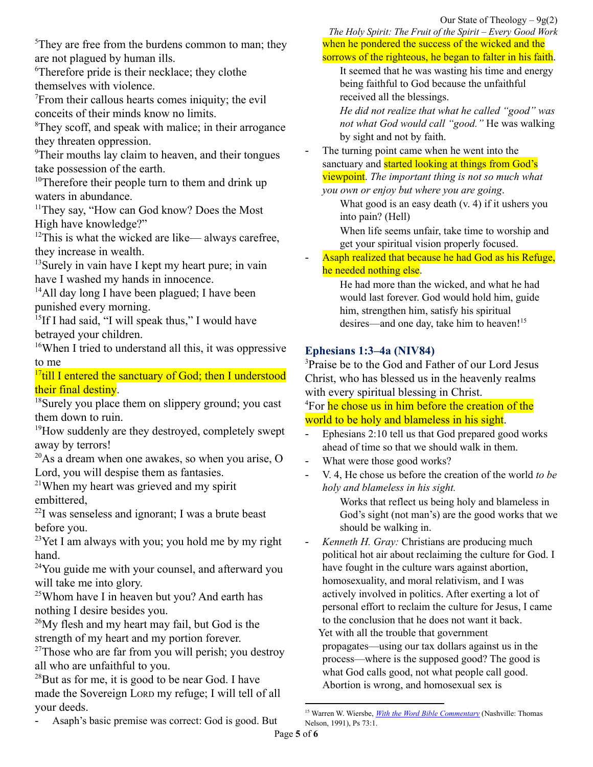[5]They are free from the burdens common to man; they are not plagued by human ills.
[6]Therefore pride is their necklace; they clothe themselves with violence.
[7]From their callous hearts comes iniquity; the evil conceits of their minds know no limits.
[8]They scoff, and speak with malice; in their arrogance they threaten oppression.
[9]Their mouths lay claim to heaven, and their tongues take possession of the earth.
[10]Therefore their people turn to them and drink up waters in abundance.
[11]They say, "How can God know? Does the Most High have knowledge?"
[12]This is what the wicked are like— always carefree, they increase in wealth.
[13]Surely in vain have I kept my heart pure; in vain have I washed my hands in innocence.
[14]All day long I have been plagued; I have been punished every morning.
[15]If I had said, "I will speak thus," I would have betrayed your children.
[16]When I tried to understand all this, it was oppressive to me
[17]till I entered the sanctuary of God; then I understood their final destiny.
[18]Surely you place them on slippery ground; you cast them down to ruin.
[19]How suddenly are they destroyed, completely swept away by terrors!
[20]As a dream when one awakes, so when you arise, O Lord, you will despise them as fantasies.
[21]When my heart was grieved and my spirit embittered,
[22]I was senseless and ignorant; I was a brute beast before you.
[23]Yet I am always with you; you hold me by my right hand.
[24]You guide me with your counsel, and afterward you will take me into glory.
[25]Whom have I in heaven but you? And earth has nothing I desire besides you.
[26]My flesh and my heart may fail, but God is the strength of my heart and my portion forever.
[27]Those who are far from you will perish; you destroy all who are unfaithful to you.
[28]But as for me, it is good to be near God. I have made the Sovereign LORD my refuge; I will tell of all your deeds.

- Asaph's basic premise was correct: God is good. But when he pondered the success of the wicked and the sorrows of the righteous, he began to falter in his faith.
  - It seemed that he was wasting his time and energy being faithful to God because the unfaithful received all the blessings.
  - *He did not realize that what he called "good" was not what God would call "good."* He was walking by sight and not by faith.
- The turning point came when he went into the sanctuary and started looking at things from God's viewpoint. *The important thing is not so much what you own or enjoy but where you are going*.
  - What good is an easy death (v. 4) if it ushers you into pain? (Hell)
  - When life seems unfair, take time to worship and get your spiritual vision properly focused.
- Asaph realized that because he had God as his Refuge, he needed nothing else.
  - He had more than the wicked, and what he had would last forever. God would hold him, guide him, strengthen him, satisfy his spiritual desires—and one day, take him to heaven![15]

## Ephesians 1:3–4a (NIV84)

[3]Praise be to the God and Father of our Lord Jesus Christ, who has blessed us in the heavenly realms with every spiritual blessing in Christ.
[4]For he chose us in him before the creation of the world to be holy and blameless in his sight.

- Ephesians 2:10 tell us that God prepared good works ahead of time so that we should walk in them.
- What were those good works?
- V. 4, He chose us before the creation of the world *to be holy and blameless in his sight.*
  - Works that reflect us being holy and blameless in God's sight (not man's) are the good works that we should be walking in.
- *Kenneth H. Gray:* Christians are producing much political hot air about reclaiming the culture for God. I have fought in the culture wars against abortion, homosexuality, and moral relativism, and I was actively involved in politics. After exerting a lot of personal effort to reclaim the culture for Jesus, I came to the conclusion that he does not want it back.
  Yet with all the trouble that government propagates—using our tax dollars against us in the process—where is the supposed good? The good is what God calls good, not what people call good. Abortion is wrong, and homosexual sex is

---

[15] Warren W. Wiersbe, *With the Word Bible Commentary* (Nashville: Thomas Nelson, 1991), Ps 73:1.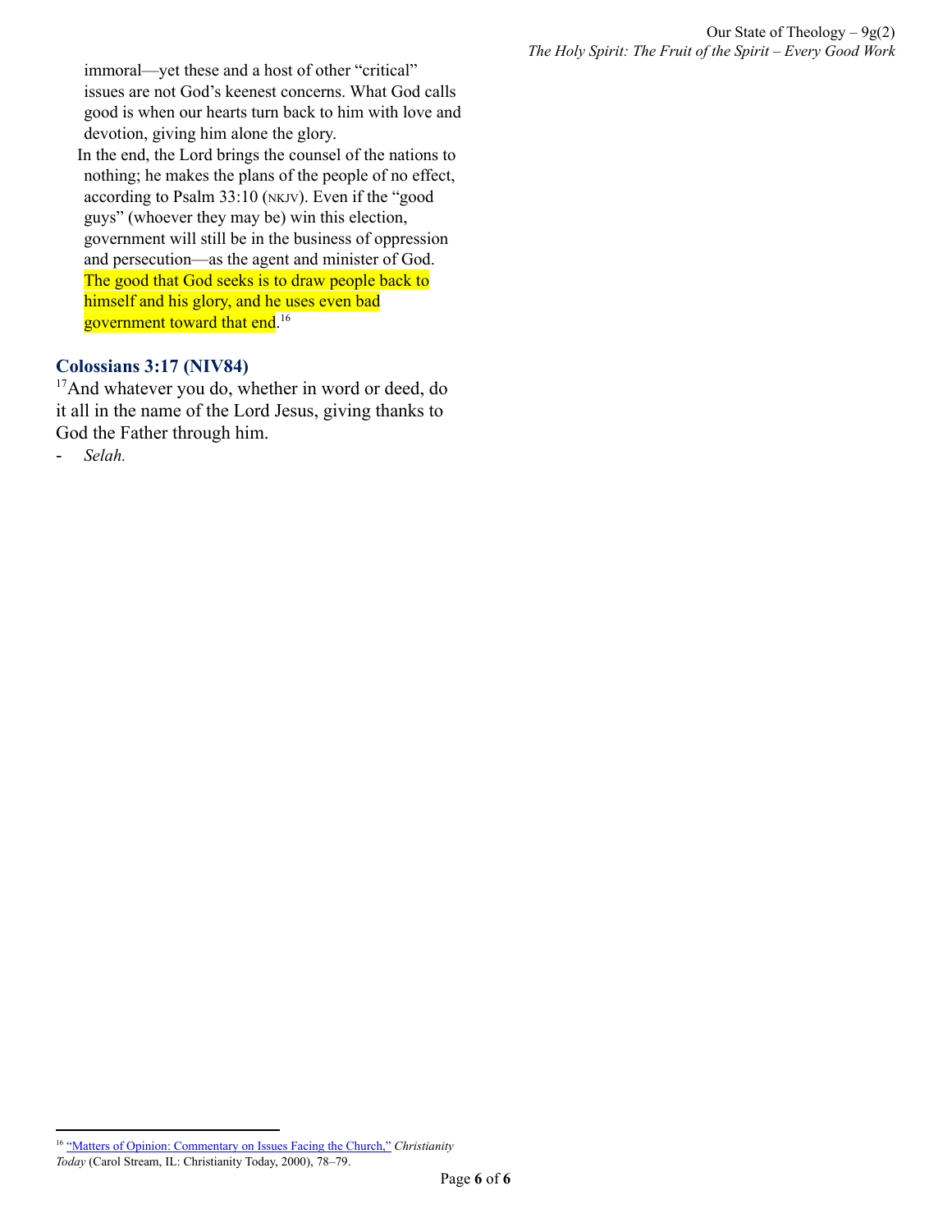immoral—yet these and a host of other "critical" issues are not God's keenest concerns. What God calls good is when our hearts turn back to him with love and devotion, giving him alone the glory.

In the end, the Lord brings the counsel of the nations to nothing; he makes the plans of the people of no effect, according to Psalm 33:10 (NKJV). Even if the "good guys" (whoever they may be) win this election, government will still be in the business of oppression and persecution—as the agent and minister of God. The good that God seeks is to draw people back to himself and his glory, and he uses even bad government toward that end.[16]

### Colossians 3:17 (NIV84)

[17]And whatever you do, whether in word or deed, do it all in the name of the Lord Jesus, giving thanks to God the Father through him.

- *Selah.*

---

[16] "Matters of Opinion: Commentary on Issues Facing the Church," *Christianity Today* (Carol Stream, IL: Christianity Today, 2000), 78–79.